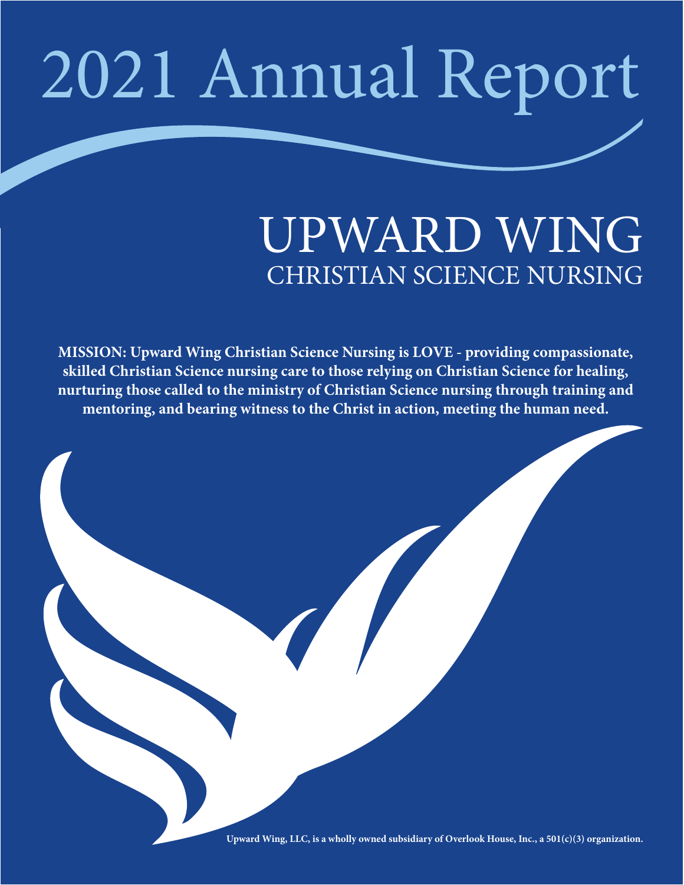# 2021 Annual Report

## UPWARD WING
### CHRISTIAN SCIENCE NURSING

**MISSION: Upward Wing Christian Science Nursing is LOVE - providing compassionate, skilled Christian Science nursing care to those relying on Christian Science for healing, nurturing those called to the ministry of Christian Science nursing through training and mentoring, and bearing witness to the Christ in action, meeting the human need.**

**Upward Wing, LLC, is a wholly owned subsidiary of Overlook House, Inc., a 501(c)(3) organization.**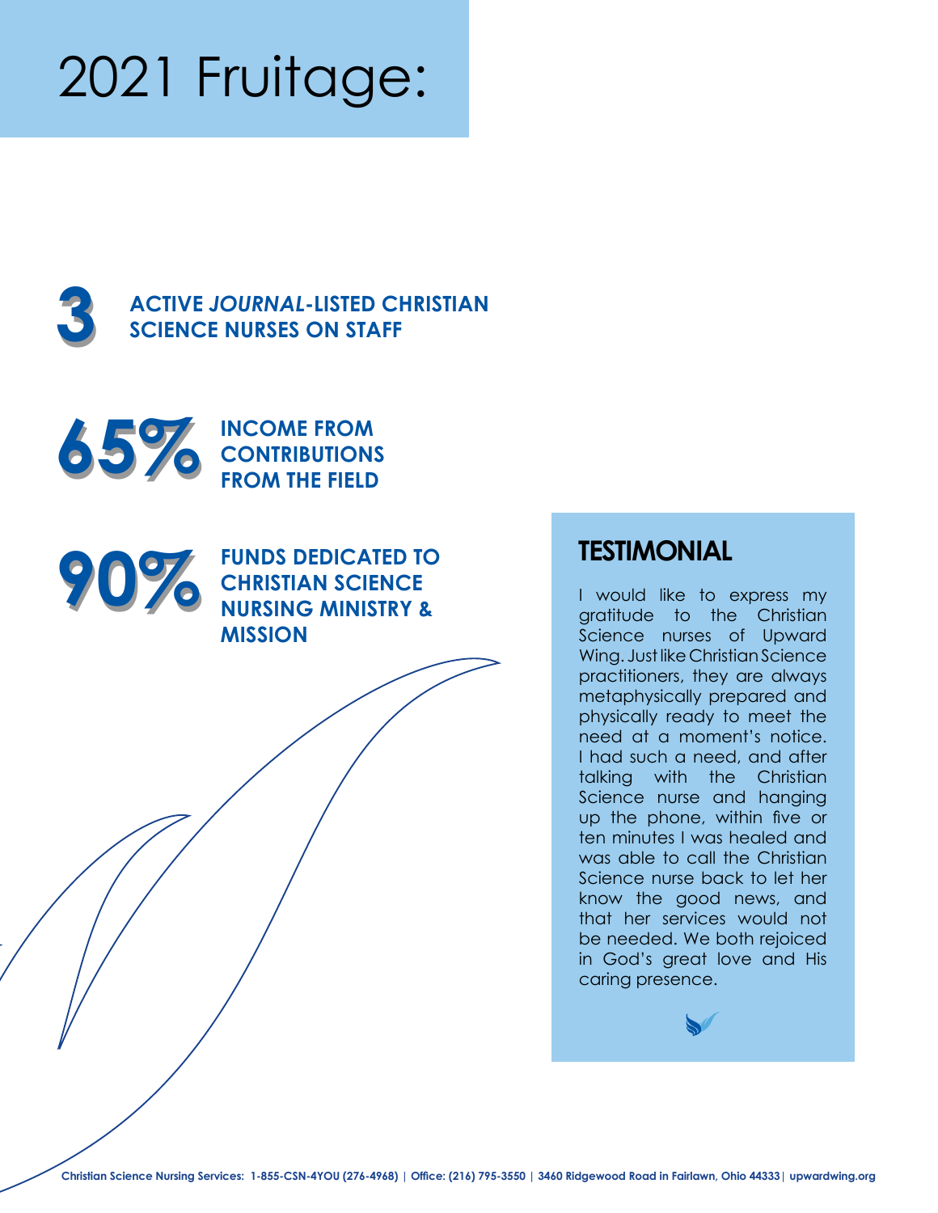# 2021 Fruitage:

**3** **ACTIVE *JOURNAL*-LISTED CHRISTIAN SCIENCE NURSES ON STAFF**

**65%** **INCOME FROM CONTRIBUTIONS FROM THE FIELD**

**90%** **FUNDS DEDICATED TO CHRISTIAN SCIENCE NURSING MINISTRY & MISSION**

## TESTIMONIAL

I would like to express my gratitude to the Christian Science nurses of Upward Wing. Just like Christian Science practitioners, they are always metaphysically prepared and physically ready to meet the need at a moment's notice. I had such a need, and after talking with the Christian Science nurse and hanging up the phone, within five or ten minutes I was healed and was able to call the Christian Science nurse back to let her know the good news, and that her services would not be needed. We both rejoiced in God's great love and His caring presence.

**Christian Science Nursing Services: 1-855-CSN-4YOU (276-4968) | Office: (216) 795-3550 | 3460 Ridgewood Road in Fairlawn, Ohio 44333| upwardwing.org**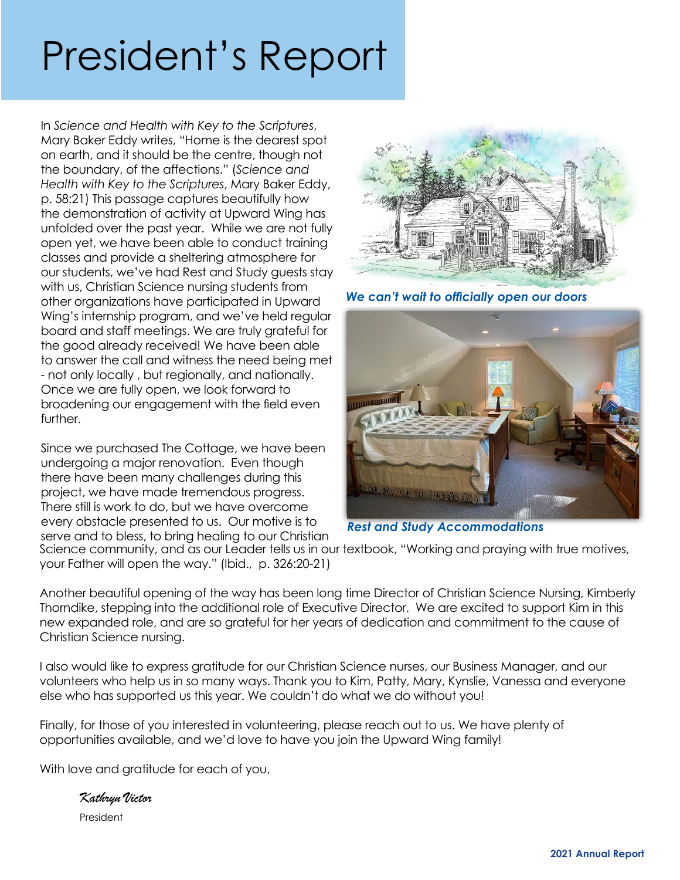# President's Report

In *Science and Health with Key to the Scriptures*, Mary Baker Eddy writes, "Home is the dearest spot on earth, and it should be the centre, though not the boundary, of the affections." (*Science and Health with Key to the Scriptures*, Mary Baker Eddy, p. 58:21) This passage captures beautifully how the demonstration of activity at Upward Wing has unfolded over the past year. While we are not fully open yet, we have been able to conduct training classes and provide a sheltering atmosphere for our students, we've had Rest and Study guests stay with us, Christian Science nursing students from other organizations have participated in Upward Wing's internship program, and we've held regular board and staff meetings. We are truly grateful for the good already received! We have been able to answer the call and witness the need being met - not only locally , but regionally, and nationally. Once we are fully open, we look forward to broadening our engagement with the field even further.

***We can't wait to officially open our doors***

***Rest and Study Accommodations***

Since we purchased The Cottage, we have been undergoing a major renovation. Even though there have been many challenges during this project, we have made tremendous progress. There still is work to do, but we have overcome every obstacle presented to us. Our motive is to serve and to bless, to bring healing to our Christian Science community, and as our Leader tells us in our textbook, "Working and praying with true motives, your Father will open the way." (Ibid., p. 326:20-21)

Another beautiful opening of the way has been long time Director of Christian Science Nursing, Kimberly Thorndike, stepping into the additional role of Executive Director. We are excited to support Kim in this new expanded role, and are so grateful for her years of dedication and commitment to the cause of Christian Science nursing.

I also would like to express gratitude for our Christian Science nurses, our Business Manager, and our volunteers who help us in so many ways. Thank you to Kim, Patty, Mary, Kynslie, Vanessa and everyone else who has supported us this year. We couldn't do what we do without you!

Finally, for those of you interested in volunteering, please reach out to us. We have plenty of opportunities available, and we'd love to have you join the Upward Wing family!

With love and gratitude for each of you,

*Kathryn Victor*

President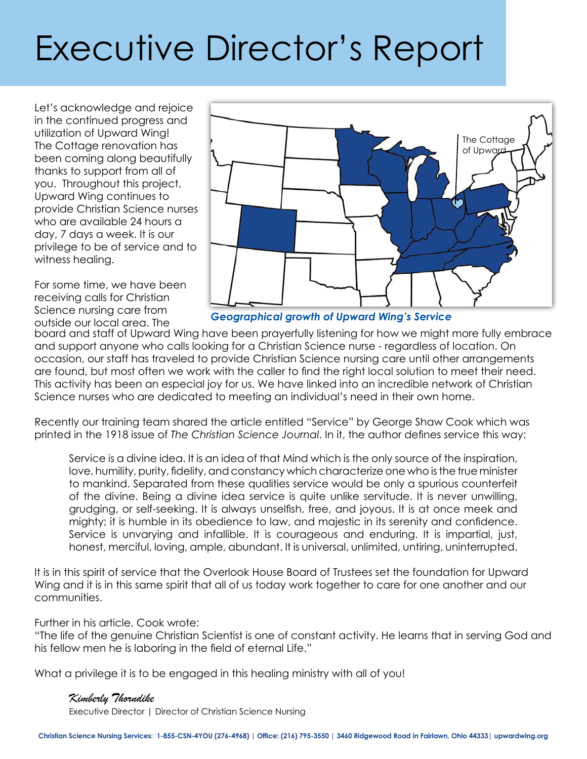# Executive Director's Report

Let's acknowledge and rejoice in the continued progress and utilization of Upward Wing! The Cottage renovation has been coming along beautifully thanks to support from all of you. Throughout this project, Upward Wing continues to provide Christian Science nurses who are available 24 hours a day, 7 days a week. It is our privilege to be of service and to witness healing.

*Geographical growth of Upward Wing's Service*

For some time, we have been receiving calls for Christian Science nursing care from outside our local area. The board and staff of Upward Wing have been prayerfully listening for how we might more fully embrace and support anyone who calls looking for a Christian Science nurse - regardless of location. On occasion, our staff has traveled to provide Christian Science nursing care until other arrangements are found, but most often we work with the caller to find the right local solution to meet their need. This activity has been an especial joy for us. We have linked into an incredible network of Christian Science nurses who are dedicated to meeting an individual's need in their own home.

Recently our training team shared the article entitled "Service" by George Shaw Cook which was printed in the 1918 issue of *The Christian Science Journal*. In it, the author defines service this way:

> Service is a divine idea. It is an idea of that Mind which is the only source of the inspiration, love, humility, purity, fidelity, and constancy which characterize one who is the true minister to mankind. Separated from these qualities service would be only a spurious counterfeit of the divine. Being a divine idea service is quite unlike servitude. It is never unwilling, grudging, or self-seeking. It is always unselfish, free, and joyous. It is at once meek and mighty; it is humble in its obedience to law, and majestic in its serenity and confidence. Service is unvarying and infallible. It is courageous and enduring. It is impartial, just, honest, merciful, loving, ample, abundant. It is universal, unlimited, untiring, uninterrupted.

It is in this spirit of service that the Overlook House Board of Trustees set the foundation for Upward Wing and it is in this same spirit that all of us today work together to care for one another and our communities.

Further in his article, Cook wrote:
"The life of the genuine Christian Scientist is one of constant activity. He learns that in serving God and his fellow men he is laboring in the field of eternal Life."

What a privilege it is to be engaged in this healing ministry with all of you!

*Kimberly Thorndike*
Executive Director | Director of Christian Science Nursing

**Christian Science Nursing Services: 1-855-CSN-4YOU (276-4968) | Office: (216) 795-3550 | 3460 Ridgewood Road in Fairlawn, Ohio 44333| upwardwing.org**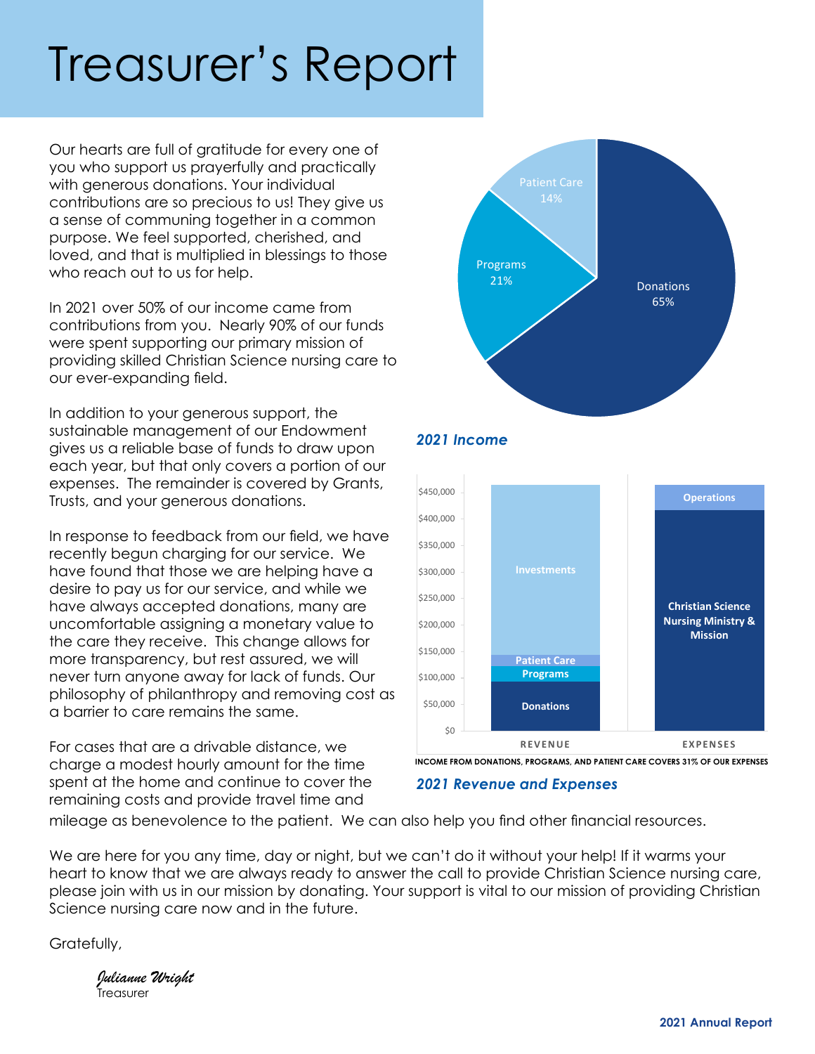# Treasurer's Report

Our hearts are full of gratitude for every one of you who support us prayerfully and practically with generous donations. Your individual contributions are so precious to us! They give us a sense of communing together in a common purpose. We feel supported, cherished, and loved, and that is multiplied in blessings to those who reach out to us for help.

In 2021 over 50% of our income came from contributions from you. Nearly 90% of our funds were spent supporting our primary mission of providing skilled Christian Science nursing care to our ever-expanding field.

In addition to your generous support, the sustainable management of our Endowment gives us a reliable base of funds to draw upon each year, but that only covers a portion of our expenses. The remainder is covered by Grants, Trusts, and your generous donations.

In response to feedback from our field, we have recently begun charging for our service. We have found that those we are helping have a desire to pay us for our service, and while we have always accepted donations, many are uncomfortable assigning a monetary value to the care they receive. This change allows for more transparency, but rest assured, we will never turn anyone away for lack of funds. Our philosophy of philanthropy and removing cost as a barrier to care remains the same.

For cases that are a drivable distance, we charge a modest hourly amount for the time spent at the home and continue to cover the remaining costs and provide travel time and mileage as benevolence to the patient. We can also help you find other financial resources.

We are here for you any time, day or night, but we can't do it without your help! If it warms your heart to know that we are always ready to answer the call to provide Christian Science nursing care, please join with us in our mission by donating. Your support is vital to our mission of providing Christian Science nursing care now and in the future.

Gratefully,

*Julianne Wright*
Treasurer

| Category | Share |
|---|---|
| Donations | 65% |
| Programs | 21% |
| Patient Care | 14% |

*2021 Income*

| | Revenue | Expenses |
|---|---|---|
| Top segment | Investments | Operations |
| | Patient Care | Christian Science Nursing Ministry & Mission |
| | Programs | |
| Bottom segment | Donations | |

Y-axis: $0 to $450,000

INCOME FROM DONATIONS, PROGRAMS, AND PATIENT CARE COVERS 31% OF OUR EXPENSES

*2021 Revenue and Expenses*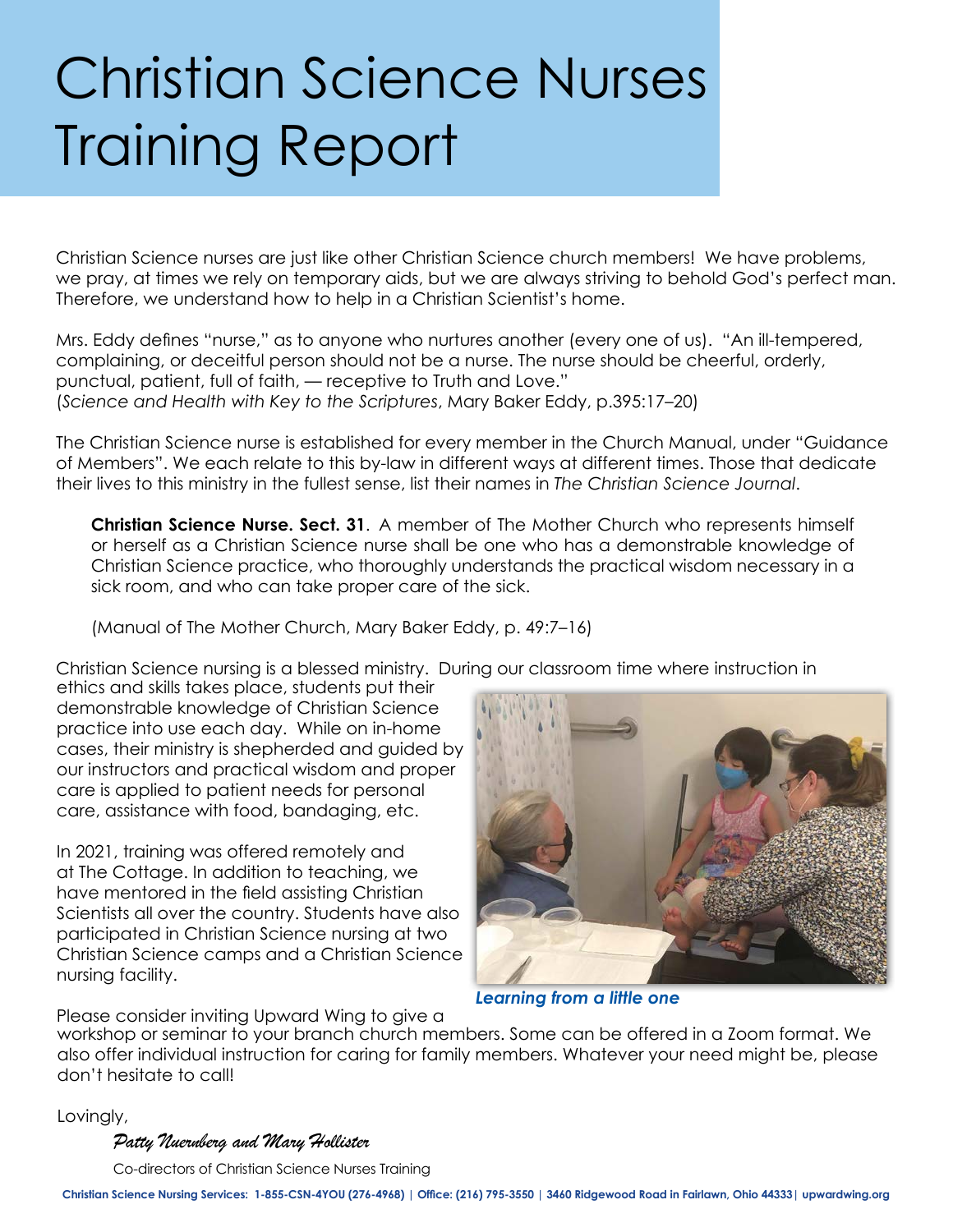# Christian Science Nurses Training Report

Christian Science nurses are just like other Christian Science church members! We have problems, we pray, at times we rely on temporary aids, but we are always striving to behold God's perfect man. Therefore, we understand how to help in a Christian Scientist's home.

Mrs. Eddy defines "nurse," as to anyone who nurtures another (every one of us). "An ill-tempered, complaining, or deceitful person should not be a nurse. The nurse should be cheerful, orderly, punctual, patient, full of faith, — receptive to Truth and Love."
(*Science and Health with Key to the Scriptures*, Mary Baker Eddy, p.395:17–20)

The Christian Science nurse is established for every member in the Church Manual, under "Guidance of Members". We each relate to this by-law in different ways at different times. Those that dedicate their lives to this ministry in the fullest sense, list their names in *The Christian Science Journal*.

> **Christian Science Nurse. Sect. 31**. A member of The Mother Church who represents himself or herself as a Christian Science nurse shall be one who has a demonstrable knowledge of Christian Science practice, who thoroughly understands the practical wisdom necessary in a sick room, and who can take proper care of the sick.
>
> (Manual of The Mother Church, Mary Baker Eddy, p. 49:7–16)

Christian Science nursing is a blessed ministry. During our classroom time where instruction in ethics and skills takes place, students put their demonstrable knowledge of Christian Science practice into use each day. While on in-home cases, their ministry is shepherded and guided by our instructors and practical wisdom and proper care is applied to patient needs for personal care, assistance with food, bandaging, etc.

In 2021, training was offered remotely and at The Cottage. In addition to teaching, we have mentored in the field assisting Christian Scientists all over the country. Students have also participated in Christian Science nursing at two Christian Science camps and a Christian Science nursing facility.

*Learning from a little one*

Please consider inviting Upward Wing to give a workshop or seminar to your branch church members. Some can be offered in a Zoom format. We also offer individual instruction for caring for family members. Whatever your need might be, please don't hesitate to call!

Lovingly,

*Patty Nuernberg and Mary Hollister*

Co-directors of Christian Science Nurses Training

**Christian Science Nursing Services: 1-855-CSN-4YOU (276-4968) | Office: (216) 795-3550 | 3460 Ridgewood Road in Fairlawn, Ohio 44333| upwardwing.org**